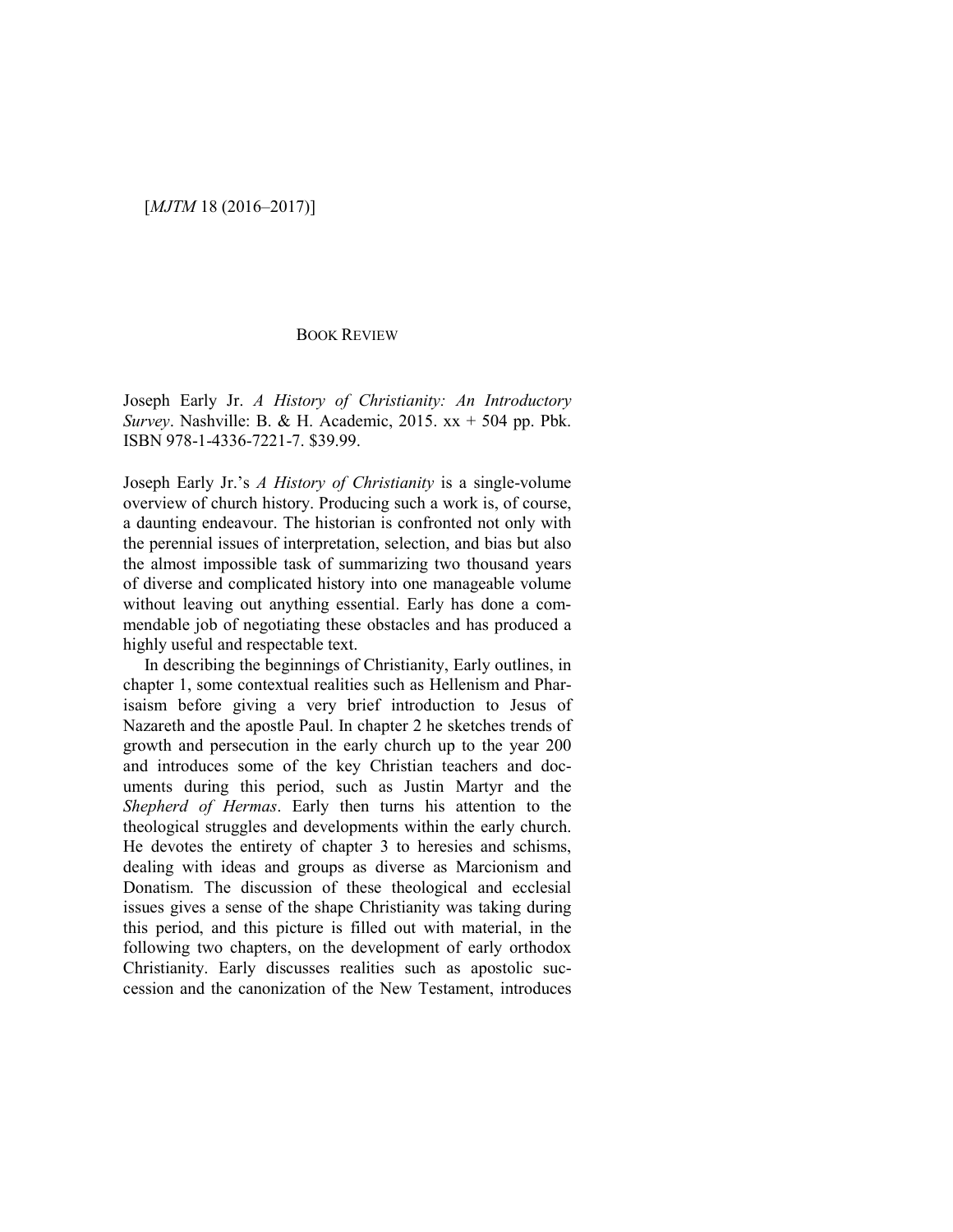## BOOK REVIEW

Joseph Early Jr. *A History of Christianity: An Introductory Survey*. Nashville: B. & H. Academic, 2015. xx + 504 pp. Pbk. ISBN 978-1-4336-7221-7. $39.99.

Joseph Early Jr.'s *A History of Christianity* is a single-volume overview of church history. Producing such a work is, of course, a daunting endeavour. The historian is confronted not only with the perennial issues of interpretation, selection, and bias but also the almost impossible task of summarizing two thousand years of diverse and complicated history into one manageable volume without leaving out anything essential. Early has done a commendable job of negotiating these obstacles and has produced a highly useful and respectable text.

In describing the beginnings of Christianity, Early outlines, in chapter 1, some contextual realities such as Hellenism and Pharisaism before giving a very brief introduction to Jesus of Nazareth and the apostle Paul. In chapter 2 he sketches trends of growth and persecution in the early church up to the year 200 and introduces some of the key Christian teachers and documents during this period, such as Justin Martyr and the *Shepherd of Hermas*. Early then turns his attention to the theological struggles and developments within the early church. He devotes the entirety of chapter 3 to heresies and schisms, dealing with ideas and groups as diverse as Marcionism and Donatism. The discussion of these theological and ecclesial issues gives a sense of the shape Christianity was taking during this period, and this picture is filled out with material, in the following two chapters, on the development of early orthodox Christianity. Early discusses realities such as apostolic succession and the canonization of the New Testament, introduces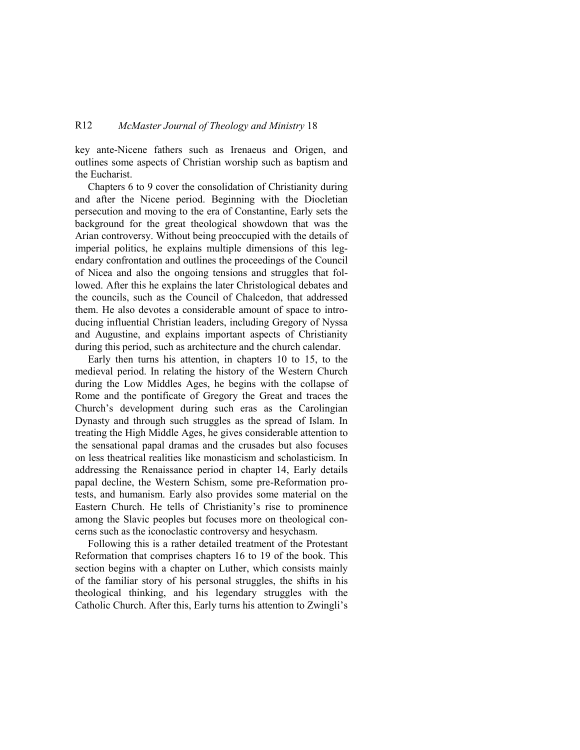key ante-Nicene fathers such as Irenaeus and Origen, and outlines some aspects of Christian worship such as baptism and the Eucharist.

Chapters 6 to 9 cover the consolidation of Christianity during and after the Nicene period. Beginning with the Diocletian persecution and moving to the era of Constantine, Early sets the background for the great theological showdown that was the Arian controversy. Without being preoccupied with the details of imperial politics, he explains multiple dimensions of this legendary confrontation and outlines the proceedings of the Council of Nicea and also the ongoing tensions and struggles that followed. After this he explains the later Christological debates and the councils, such as the Council of Chalcedon, that addressed them. He also devotes a considerable amount of space to introducing influential Christian leaders, including Gregory of Nyssa and Augustine, and explains important aspects of Christianity during this period, such as architecture and the church calendar.

Early then turns his attention, in chapters 10 to 15, to the medieval period. In relating the history of the Western Church during the Low Middles Ages, he begins with the collapse of Rome and the pontificate of Gregory the Great and traces the Church's development during such eras as the Carolingian Dynasty and through such struggles as the spread of Islam. In treating the High Middle Ages, he gives considerable attention to the sensational papal dramas and the crusades but also focuses on less theatrical realities like monasticism and scholasticism. In addressing the Renaissance period in chapter 14, Early details papal decline, the Western Schism, some pre-Reformation protests, and humanism. Early also provides some material on the Eastern Church. He tells of Christianity's rise to prominence among the Slavic peoples but focuses more on theological concerns such as the iconoclastic controversy and hesychasm.

Following this is a rather detailed treatment of the Protestant Reformation that comprises chapters 16 to 19 of the book. This section begins with a chapter on Luther, which consists mainly of the familiar story of his personal struggles, the shifts in his theological thinking, and his legendary struggles with the Catholic Church. After this, Early turns his attention to Zwingli's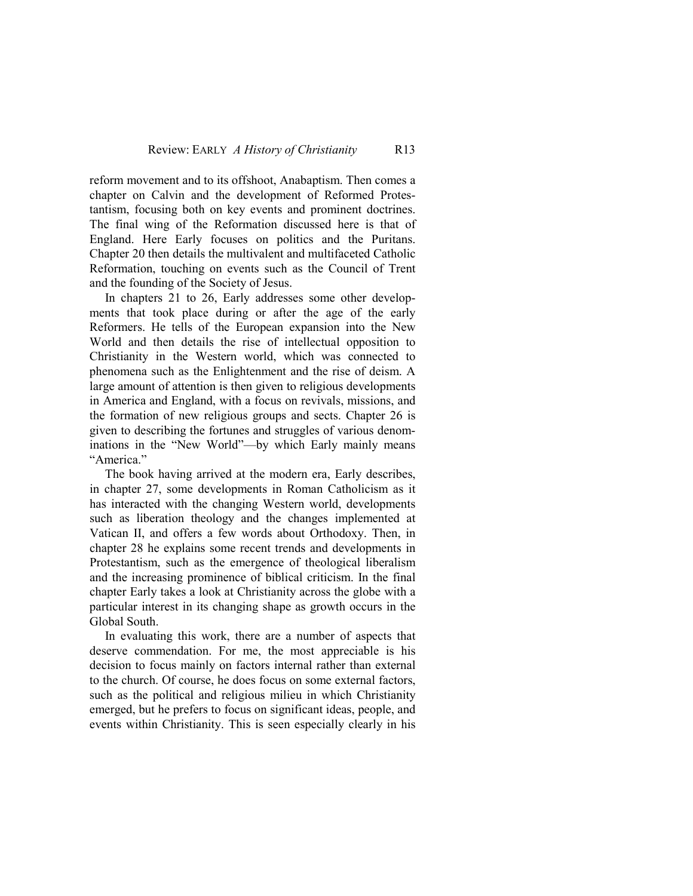reform movement and to its offshoot, Anabaptism. Then comes a chapter on Calvin and the development of Reformed Protestantism, focusing both on key events and prominent doctrines. The final wing of the Reformation discussed here is that of England. Here Early focuses on politics and the Puritans. Chapter 20 then details the multivalent and multifaceted Catholic Reformation, touching on events such as the Council of Trent and the founding of the Society of Jesus.

In chapters 21 to 26, Early addresses some other developments that took place during or after the age of the early Reformers. He tells of the European expansion into the New World and then details the rise of intellectual opposition to Christianity in the Western world, which was connected to phenomena such as the Enlightenment and the rise of deism. A large amount of attention is then given to religious developments in America and England, with a focus on revivals, missions, and the formation of new religious groups and sects. Chapter 26 is given to describing the fortunes and struggles of various denominations in the "New World"—by which Early mainly means "America."

The book having arrived at the modern era, Early describes, in chapter 27, some developments in Roman Catholicism as it has interacted with the changing Western world, developments such as liberation theology and the changes implemented at Vatican II, and offers a few words about Orthodoxy. Then, in chapter 28 he explains some recent trends and developments in Protestantism, such as the emergence of theological liberalism and the increasing prominence of biblical criticism. In the final chapter Early takes a look at Christianity across the globe with a particular interest in its changing shape as growth occurs in the Global South.

In evaluating this work, there are a number of aspects that deserve commendation. For me, the most appreciable is his decision to focus mainly on factors internal rather than external to the church. Of course, he does focus on some external factors, such as the political and religious milieu in which Christianity emerged, but he prefers to focus on significant ideas, people, and events within Christianity. This is seen especially clearly in his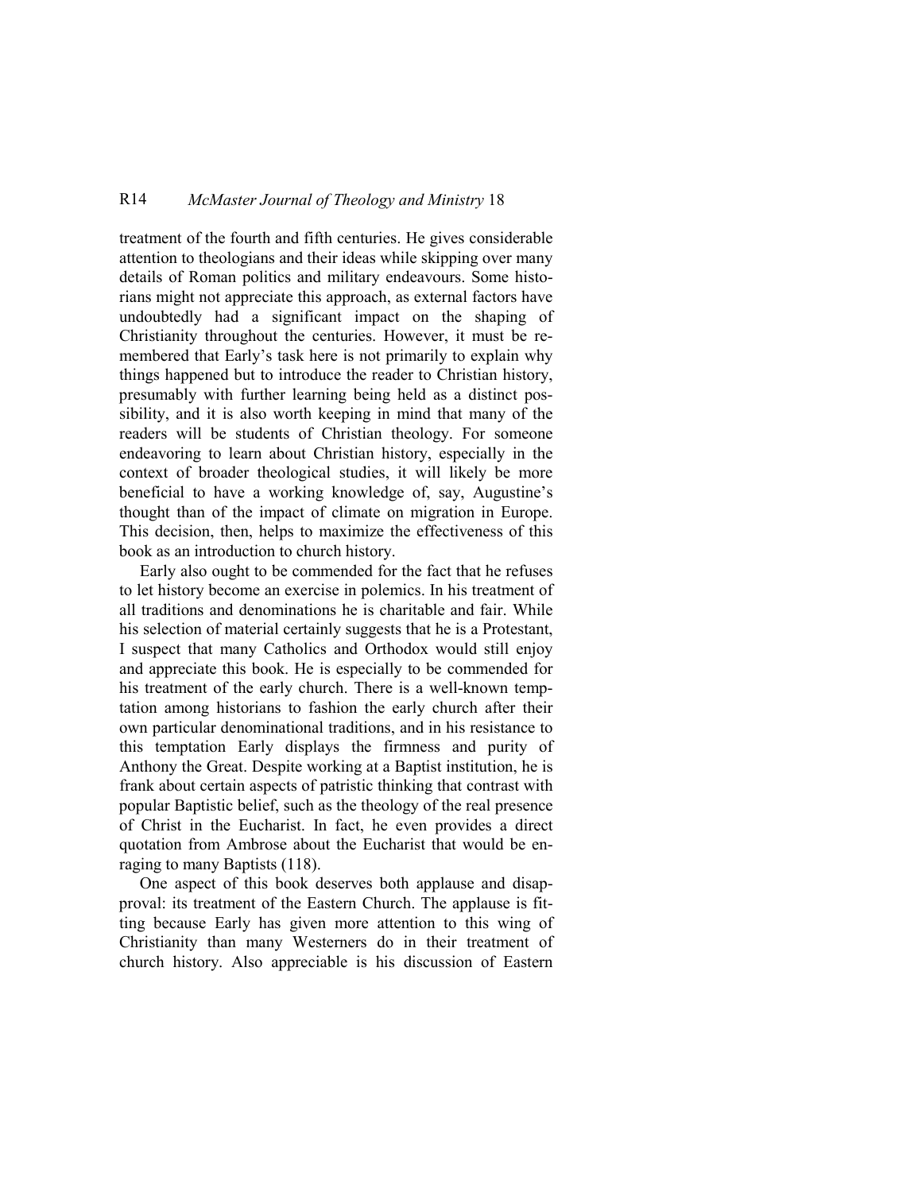treatment of the fourth and fifth centuries. He gives considerable attention to theologians and their ideas while skipping over many details of Roman politics and military endeavours. Some historians might not appreciate this approach, as external factors have undoubtedly had a significant impact on the shaping of Christianity throughout the centuries. However, it must be remembered that Early's task here is not primarily to explain why things happened but to introduce the reader to Christian history, presumably with further learning being held as a distinct possibility, and it is also worth keeping in mind that many of the readers will be students of Christian theology. For someone endeavoring to learn about Christian history, especially in the context of broader theological studies, it will likely be more beneficial to have a working knowledge of, say, Augustine's thought than of the impact of climate on migration in Europe. This decision, then, helps to maximize the effectiveness of this book as an introduction to church history.

Early also ought to be commended for the fact that he refuses to let history become an exercise in polemics. In his treatment of all traditions and denominations he is charitable and fair. While his selection of material certainly suggests that he is a Protestant, I suspect that many Catholics and Orthodox would still enjoy and appreciate this book. He is especially to be commended for his treatment of the early church. There is a well-known temptation among historians to fashion the early church after their own particular denominational traditions, and in his resistance to this temptation Early displays the firmness and purity of Anthony the Great. Despite working at a Baptist institution, he is frank about certain aspects of patristic thinking that contrast with popular Baptistic belief, such as the theology of the real presence of Christ in the Eucharist. In fact, he even provides a direct quotation from Ambrose about the Eucharist that would be enraging to many Baptists (118).

One aspect of this book deserves both applause and disapproval: its treatment of the Eastern Church. The applause is fitting because Early has given more attention to this wing of Christianity than many Westerners do in their treatment of church history. Also appreciable is his discussion of Eastern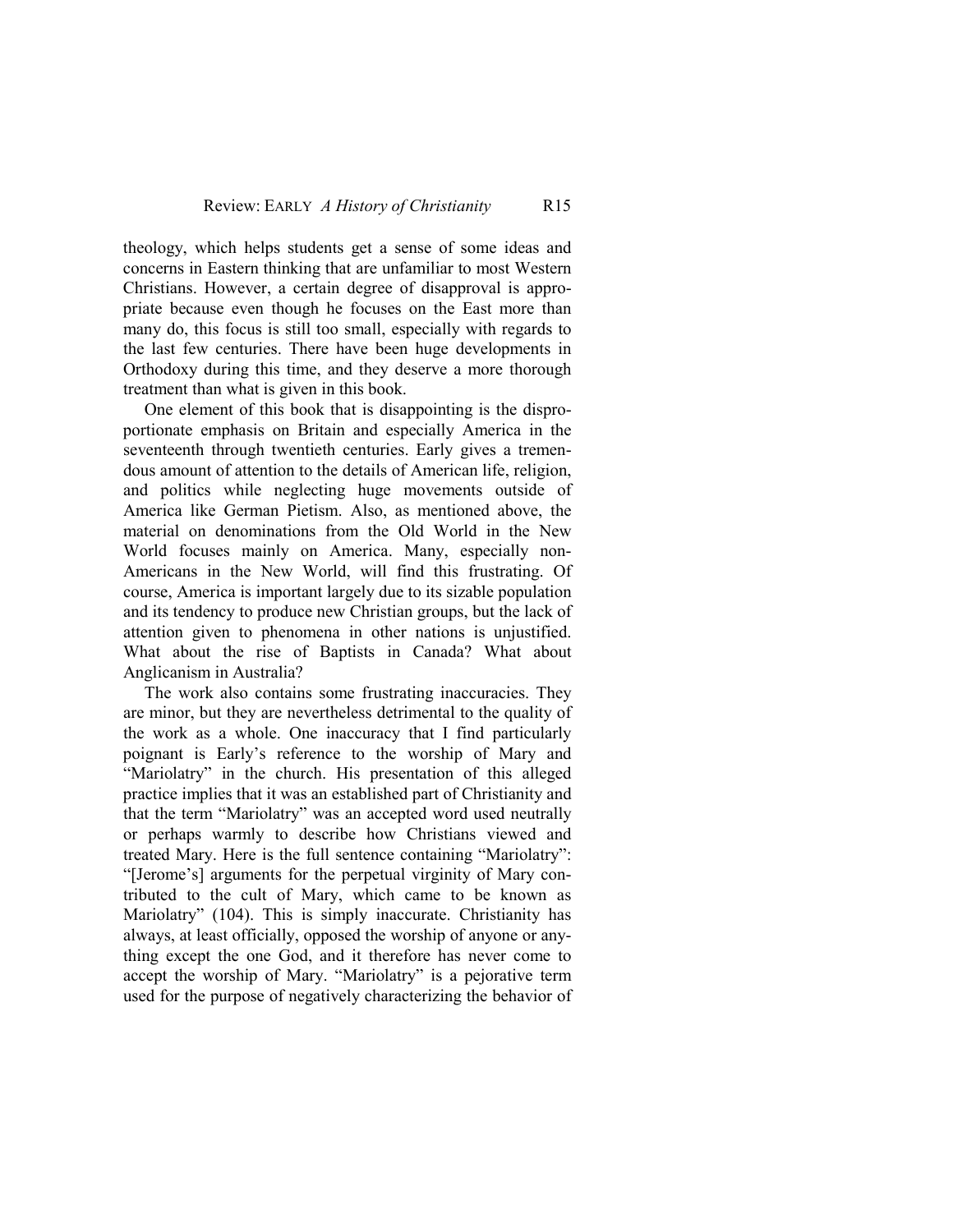theology, which helps students get a sense of some ideas and concerns in Eastern thinking that are unfamiliar to most Western Christians. However, a certain degree of disapproval is appropriate because even though he focuses on the East more than many do, this focus is still too small, especially with regards to the last few centuries. There have been huge developments in Orthodoxy during this time, and they deserve a more thorough treatment than what is given in this book.

One element of this book that is disappointing is the disproportionate emphasis on Britain and especially America in the seventeenth through twentieth centuries. Early gives a tremendous amount of attention to the details of American life, religion, and politics while neglecting huge movements outside of America like German Pietism. Also, as mentioned above, the material on denominations from the Old World in the New World focuses mainly on America. Many, especially non-Americans in the New World, will find this frustrating. Of course, America is important largely due to its sizable population and its tendency to produce new Christian groups, but the lack of attention given to phenomena in other nations is unjustified. What about the rise of Baptists in Canada? What about Anglicanism in Australia?

The work also contains some frustrating inaccuracies. They are minor, but they are nevertheless detrimental to the quality of the work as a whole. One inaccuracy that I find particularly poignant is Early's reference to the worship of Mary and "Mariolatry" in the church. His presentation of this alleged practice implies that it was an established part of Christianity and that the term "Mariolatry" was an accepted word used neutrally or perhaps warmly to describe how Christians viewed and treated Mary. Here is the full sentence containing "Mariolatry": "[Jerome's] arguments for the perpetual virginity of Mary contributed to the cult of Mary, which came to be known as Mariolatry" (104). This is simply inaccurate. Christianity has always, at least officially, opposed the worship of anyone or anything except the one God, and it therefore has never come to accept the worship of Mary. "Mariolatry" is a pejorative term used for the purpose of negatively characterizing the behavior of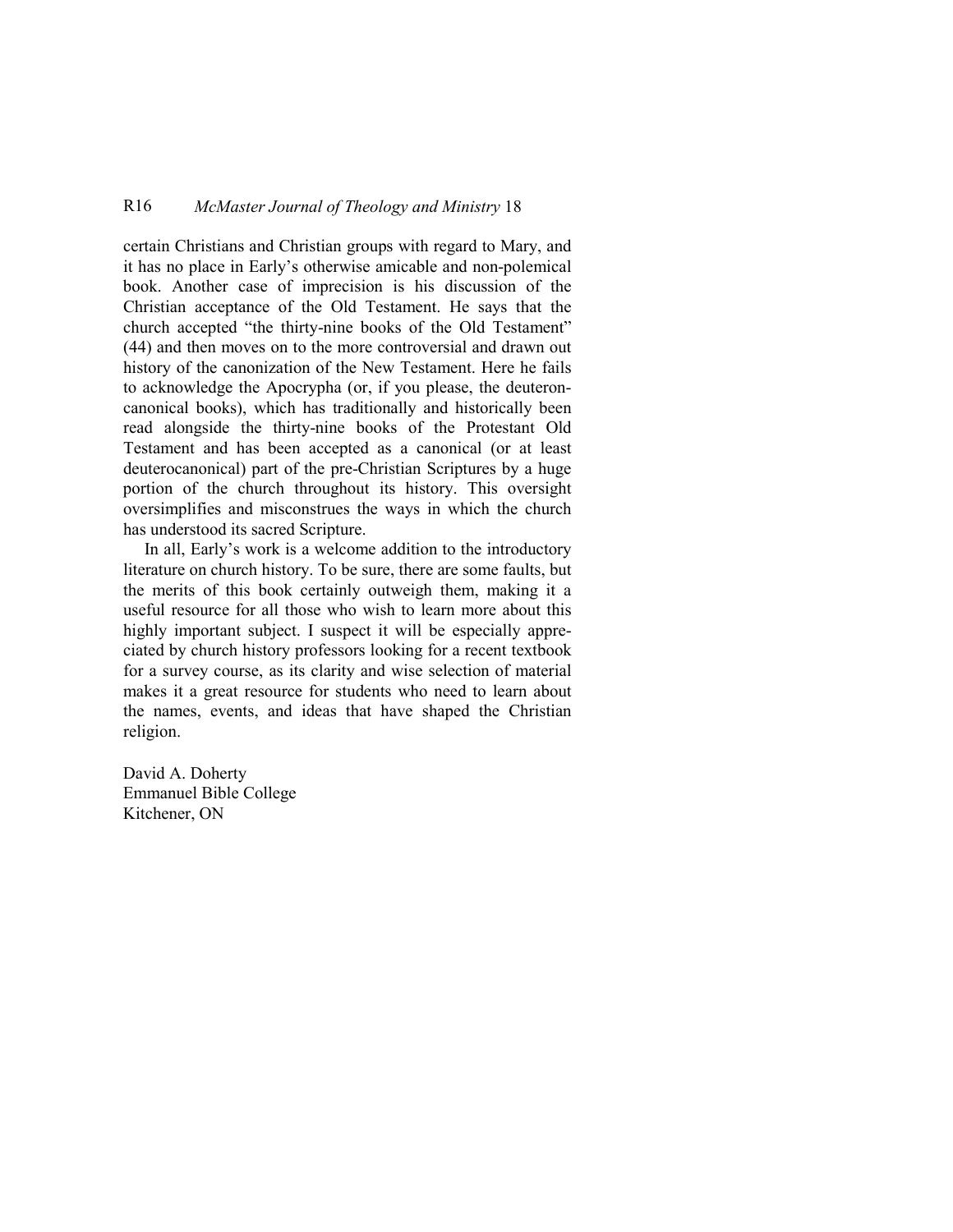certain Christians and Christian groups with regard to Mary, and it has no place in Early's otherwise amicable and non-polemical book. Another case of imprecision is his discussion of the Christian acceptance of the Old Testament. He says that the church accepted "the thirty-nine books of the Old Testament" (44) and then moves on to the more controversial and drawn out history of the canonization of the New Testament. Here he fails to acknowledge the Apocrypha (or, if you please, the deuteron-canonical books), which has traditionally and historically been read alongside the thirty-nine books of the Protestant Old Testament and has been accepted as a canonical (or at least deuterocanonical) part of the pre-Christian Scriptures by a huge portion of the church throughout its history. This oversight oversimplifies and misconstrues the ways in which the church has understood its sacred Scripture.

In all, Early's work is a welcome addition to the introductory literature on church history. To be sure, there are some faults, but the merits of this book certainly outweigh them, making it a useful resource for all those who wish to learn more about this highly important subject. I suspect it will be especially appreciated by church history professors looking for a recent textbook for a survey course, as its clarity and wise selection of material makes it a great resource for students who need to learn about the names, events, and ideas that have shaped the Christian religion.

David A. Doherty
Emmanuel Bible College
Kitchener, ON